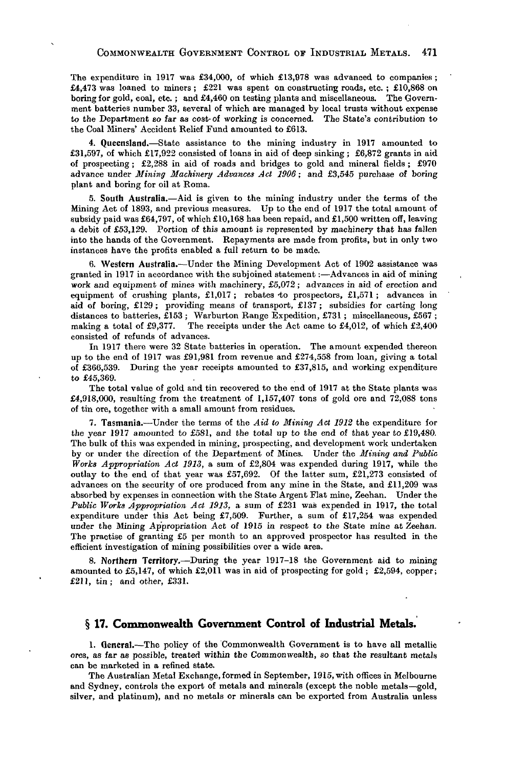The expenditure in 1917 was £34,000, of which £13,978 was advanced to companies; £4,473 was loaned to miners; £221 was spent on constructing roads, etc.; £10,868 on boring for gold, coal, etc.; and £4,460 on testing plants and miscellaneous. The Government batteries number 33, several of which are managed by local trusts without expense to the Department so far as cost of working is concerned. The State's contribution to the Coal Miners' Accident Relief Fund amounted to £613.

4. **Queensland.**—State assistance to the mining industry in 1917 amounted to £31,597, of which £17,922 consisted of loans in aid of deep sinking; £6,872 grants in aid of prospecting; £2,288 in aid of roads and bridges to gold and mineral fields; £970 advance under *Mining Machinery Advances Act 1906*; and £3,545 purchase of boring plant and boring for oil at Roma.

5. **South Australia.**—Aid is given to the mining industry under the terms of the Mining Act of 1893, and previous measures. Up to the end of 1917 the total amount of subsidy paid was £64,797, of which £10,168 has been repaid, and £1,500 written off, leaving a debit of £53,129. Portion of this amount is represented by machinery that has fallen into the hands of the Government. Repayments are made from profits, but in only two instances have the profits enabled a full return to be made.

6. **Western Australia.**—Under the Mining Development Act of 1902 assistance was granted in 1917 in accordance with the subjoined statement:—Advances in aid of mining work and equipment of mines with machinery, £5,072; advances in aid of erection and equipment of crushing plants, £1,017; rebates to prospectors, £1,571; advances in aid of boring, £129; providing means of transport, £137; subsidies for carting long distances to batteries, £153; Warburton Range Expedition, £731; miscellaneous, £567; making a total of £9,377. The receipts under the Act came to £4,012, of which £2,400 consisted of refunds of advances.

In 1917 there were 32 State batteries in operation. The amount expended thereon up to the end of 1917 was £91,981 from revenue and £274,558 from loan, giving a total of £366,539. During the year receipts amounted to £37,815, and working expenditure to £45,369.

The total value of gold and tin recovered to the end of 1917 at the State plants was £4,918,000, resulting from the treatment of 1,157,407 tons of gold ore and 72,088 tons of tin ore, together with a small amount from residues.

7. **Tasmania.**—Under the terms of the *Aid to Mining Act 1912* the expenditure for the year 1917 amounted to £581, and the total up to the end of that year to £19,480. The bulk of this was expended in mining, prospecting, and development work undertaken by or under the direction of the Department of Mines. Under the *Mining and Public Works Appropriation Act 1913*, a sum of £2,804 was expended during 1917, while the outlay to the end of that year was £57,692. Of the latter sum, £21,273 consisted of advances on the security of ore produced from any mine in the State, and £11,209 was absorbed by expenses in connection with the State Argent Flat mine, Zeehan. Under the *Public Works Appropriation Act 1913*, a sum of £231 was expended in 1917, the total expenditure under this Act being £7,509. Further, a sum of £17,254 was expended under the Mining Appropriation Act of 1915 in respect to the State mine at Zeehan. The practise of granting £5 per month to an approved prospector has resulted in the efficient investigation of mining possibilities over a wide area.

8. **Northern Territory.**—During the year 1917–18 the Government aid to mining amounted to £5,147, of which £2,011 was in aid of prospecting for gold; £2,594, copper; £211, tin; and other, £331.

## § 17. Commonwealth Government Control of Industrial Metals.

1. **General.**—The policy of the Commonwealth Government is to have all metallic ores, as far as possible, treated within the Commonwealth, so that the resultant metals can be marketed in a refined state.

The Australian Metal Exchange, formed in September, 1915, with offices in Melbourne and Sydney, controls the export of metals and minerals (except the noble metals—gold, silver, and platinum), and no metals or minerals can be exported from Australia unless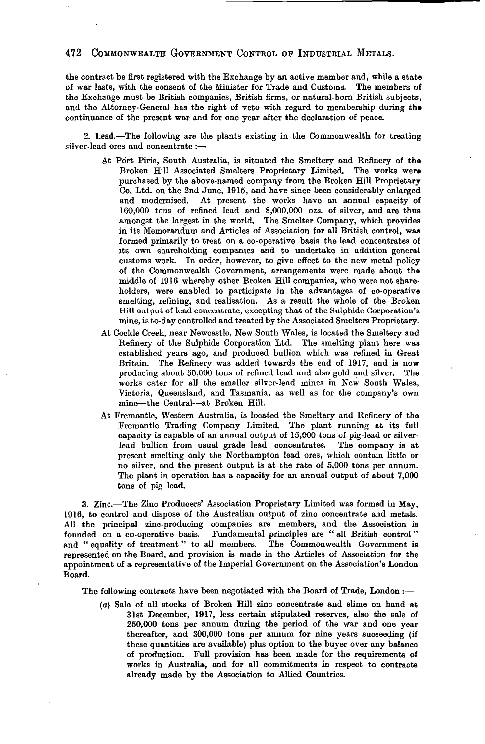the contract be first registered with the Exchange by an active member and, while a state of war lasts, with the consent of the Minister for Trade and Customs. The members of the Exchange must be British companies, British firms, or natural-born British subjects, and the Attorney-General has the right of veto with regard to membership during the continuance of the present war and for one year after the declaration of peace.

2. **Lead.**—The following are the plants existing in the Commonwealth for treating silver-lead ores and concentrate :—

At Port Pirie, South Australia, is situated the Smeltery and Refinery of the Broken Hill Associated Smelters Proprietary Limited. The works were purchased by the above-named company from the Broken Hill Proprietary Co. Ltd. on the 2nd June, 1915, and have since been considerably enlarged and modernised. At present the works have an annual capacity of 160,000 tons of refined lead and 8,000,000 ozs. of silver, and are thus amongst the largest in the world. The Smelter Company, which provides in its Memorandum and Articles of Association for all British control, was formed primarily to treat on a co-operative basis the lead concentrates of its own shareholding companies and to undertake in addition general customs work. In order, however, to give effect to the new metal policy of the Commonwealth Government, arrangements were made about the middle of 1916 whereby other Broken Hill companies, who were not shareholders, were enabled to participate in the advantages of co-operative smelting, refining, and realisation. As a result the whole of the Broken Hill output of lead concentrate, excepting that of the Sulphide Corporation's mine, is to-day controlled and treated by the Associated Smelters Proprietary.

At Cockle Creek, near Newcastle, New South Wales, is located the Smeltery and Refinery of the Sulphide Corporation Ltd. The smelting plant here was established years ago, and produced bullion which was refined in Great Britain. The Refinery was added towards the end of 1917, and is now producing about 50,000 tons of refined lead and also gold and silver. The works cater for all the smaller silver-lead mines in New South Wales, Victoria, Queensland, and Tasmania, as well as for the company's own mine—the Central—at Broken Hill.

At Fremantle, Western Australia, is located the Smeltery and Refinery of the Fremantle Trading Company Limited. The plant running at its full capacity is capable of an annual output of 15,000 tons of pig-lead or silver-lead bullion from usual grade lead concentrates. The company is at present smelting only the Northampton lead ores, which contain little or no silver, and the present output is at the rate of 5,000 tons per annum. The plant in operation has a capacity for an annual output of about 7,000 tons of pig lead.

3. **Zinc.**—The Zinc Producers' Association Proprietary Limited was formed in May, 1916, to control and dispose of the Australian output of zinc concentrate and metals. All the principal zinc-producing companies are members, and the Association is founded on a co-operative basis. Fundamental principles are "all British control" and "equality of treatment" to all members. The Commonwealth Government is represented on the Board, and provision is made in the Articles of Association for the appointment of a representative of the Imperial Government on the Association's London Board.

The following contracts have been negotiated with the Board of Trade, London :—

(*a*) Sale of all stocks of Broken Hill zinc concentrate and slime on hand at 31st December, 1917, less certain stipulated reserves, also the sale of 250,000 tons per annum during the period of the war and one year thereafter, and 300,000 tons per annum for nine years succeeding (if these quantities are available) plus option to the buyer over any balance of production. Full provision has been made for the requirements of works in Australia, and for all commitments in respect to contracts already made by the Association to Allied Countries.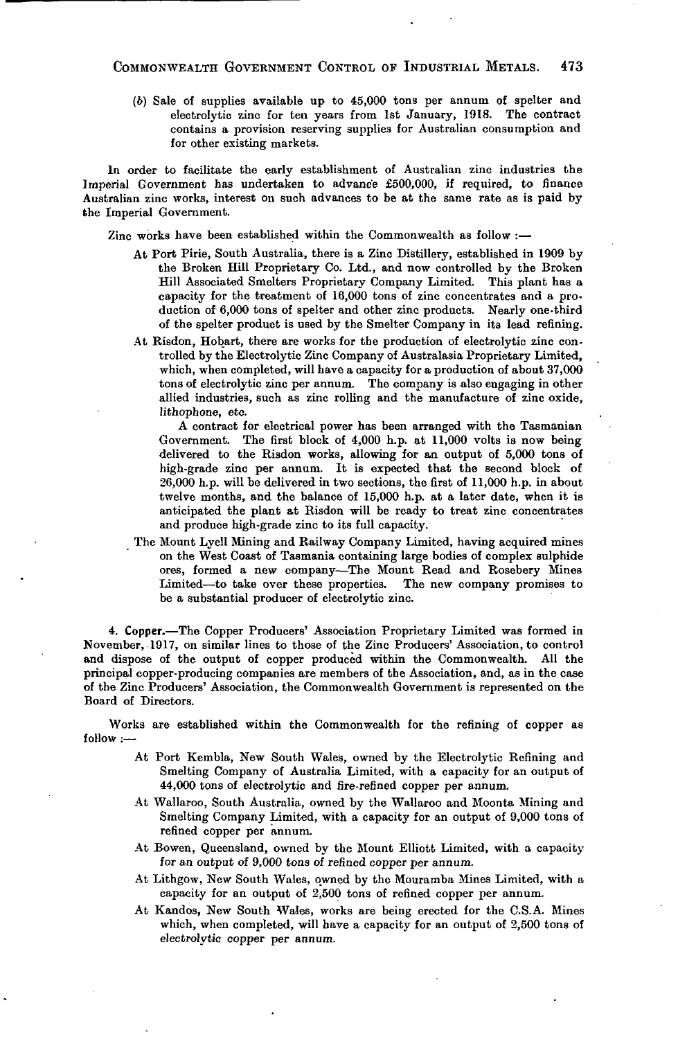(b) Sale of supplies available up to 45,000 tons per annum of spelter and electrolytic zinc for ten years from 1st January, 1918. The contract contains a provision reserving supplies for Australian consumption and for other existing markets.

In order to facilitate the early establishment of Australian zinc industries the Imperial Government has undertaken to advance £500,000, if required, to finance Australian zinc works, interest on such advances to be at the same rate as is paid by the Imperial Government.

Zinc works have been established within the Commonwealth as follow :—

At Port Pirie, South Australia, there is a Zinc Distillery, established in 1909 by the Broken Hill Proprietary Co. Ltd., and now controlled by the Broken Hill Associated Smelters Proprietary Company Limited. This plant has a capacity for the treatment of 16,000 tons of zinc concentrates and a production of 6,000 tons of spelter and other zinc products. Nearly one-third of the spelter product is used by the Smelter Company in its lead refining.

At Risdon, Hobart, there are works for the production of electrolytic zinc controlled by the Electrolytic Zinc Company of Australasia Proprietary Limited, which, when completed, will have a capacity for a production of about 37,000 tons of electrolytic zinc per annum. The company is also engaging in other allied industries, such as zinc rolling and the manufacture of zinc oxide, lithophone, etc.

A contract for electrical power has been arranged with the Tasmanian Government. The first block of 4,000 h.p. at 11,000 volts is now being delivered to the Risdon works, allowing for an output of 5,000 tons of high-grade zinc per annum. It is expected that the second block of 26,000 h.p. will be delivered in two sections, the first of 11,000 h.p. in about twelve months, and the balance of 15,000 h.p. at a later date, when it is anticipated the plant at Risdon will be ready to treat zinc concentrates and produce high-grade zinc to its full capacity.

The Mount Lyell Mining and Railway Company Limited, having acquired mines on the West Coast of Tasmania containing large bodies of complex sulphide ores, formed a new company—The Mount Read and Rosebery Mines Limited—to take over these properties. The new company promises to be a substantial producer of electrolytic zinc.

4. **Copper.**—The Copper Producers' Association Proprietary Limited was formed in November, 1917, on similar lines to those of the Zinc Producers' Association, to control and dispose of the output of copper produced within the Commonwealth. All the principal copper-producing companies are members of the Association, and, as in the case of the Zinc Producers' Association, the Commonwealth Government is represented on the Board of Directors.

Works are established within the Commonwealth for the refining of copper as follow :—

At Port Kembla, New South Wales, owned by the Electrolytic Refining and Smelting Company of Australia Limited, with a capacity for an output of 44,000 tons of electrolytic and fire-refined copper per annum.

At Wallaroo, South Australia, owned by the Wallaroo and Moonta Mining and Smelting Company Limited, with a capacity for an output of 9,000 tons of refined copper per annum.

At Bowen, Queensland, owned by the Mount Elliott Limited, with a capacity for an output of 9,000 tons of refined copper per annum.

At Lithgow, New South Wales, owned by the Mouramba Mines Limited, with a capacity for an output of 2,500 tons of refined copper per annum.

At Kandos, New South Wales, works are being erected for the C.S.A. Mines which, when completed, will have a capacity for an output of 2,500 tons of electrolytic copper per annum.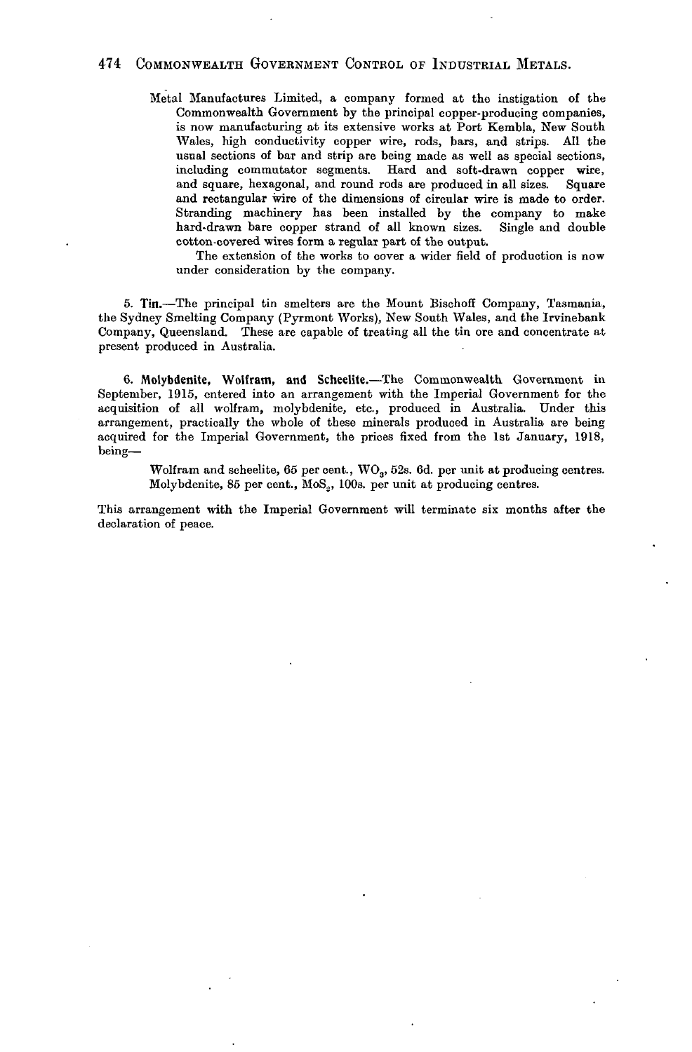Metal Manufactures Limited, a company formed at the instigation of the Commonwealth Government by the principal copper-producing companies, is now manufacturing at its extensive works at Port Kembla, New South Wales, high conductivity copper wire, rods, bars, and strips. All the usual sections of bar and strip are being made as well as special sections, including commutator segments. Hard and soft-drawn copper wire, and square, hexagonal, and round rods are produced in all sizes. Square and rectangular wire of the dimensions of circular wire is made to order. Stranding machinery has been installed by the company to make hard-drawn bare copper strand of all known sizes. Single and double cotton-covered wires form a regular part of the output.

The extension of the works to cover a wider field of production is now under consideration by the company.

5. **Tin.**—The principal tin smelters are the Mount Bischoff Company, Tasmania, the Sydney Smelting Company (Pyrmont Works), New South Wales, and the Irvinebank Company, Queensland. These are capable of treating all the tin ore and concentrate at present produced in Australia.

6. **Molybdenite, Wolfram, and Scheelite.**—The Commonwealth Government in September, 1915, entered into an arrangement with the Imperial Government for the acquisition of all wolfram, molybdenite, etc., produced in Australia. Under this arrangement, practically the whole of these minerals produced in Australia are being acquired for the Imperial Government, the prices fixed from the 1st January, 1918, being—

Wolfram and scheelite, 65 per cent., $WO_3$, 52s. 6d. per unit at producing centres.
Molybdenite, 85 per cent., $MoS_2$, 100s. per unit at producing centres.

This arrangement with the Imperial Government will terminate six months after the declaration of peace.